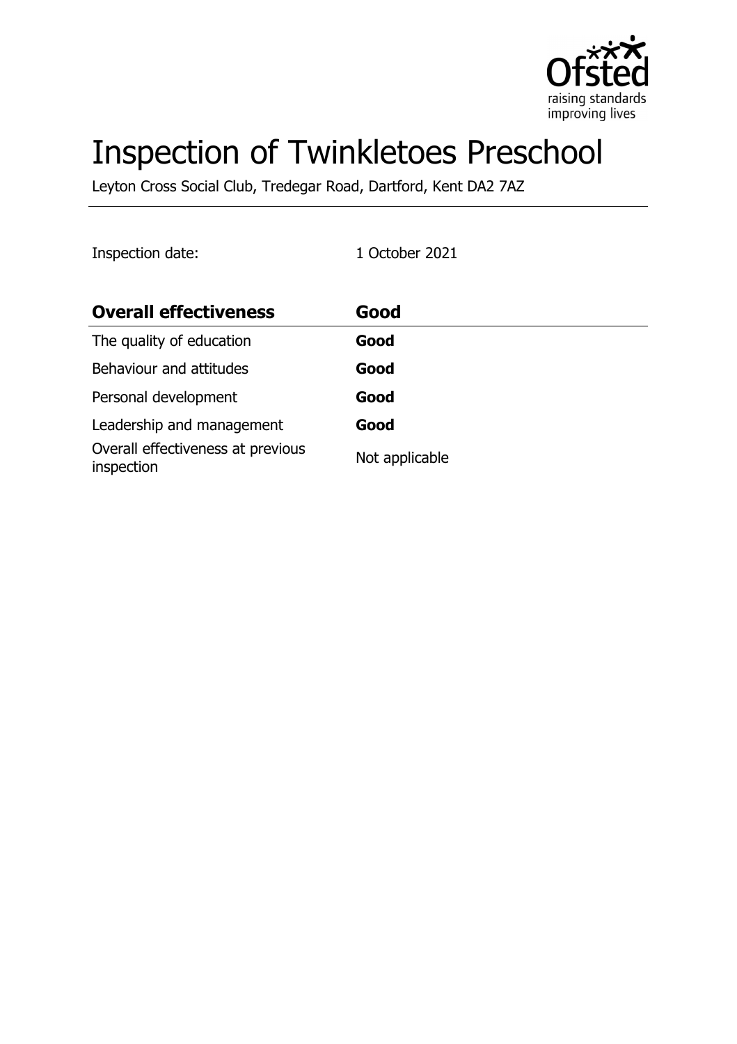# Inspection of Twinkletoes Preschool

Leyton Cross Social Club, Tredegar Road, Dartford, Kent DA2 7AZ

Inspection date: 1 October 2021

| **Overall effectiveness** | **Good** |
| --- | --- |
| The quality of education | **Good** |
| Behaviour and attitudes | **Good** |
| Personal development | **Good** |
| Leadership and management | **Good** |
| Overall effectiveness at previous inspection | Not applicable |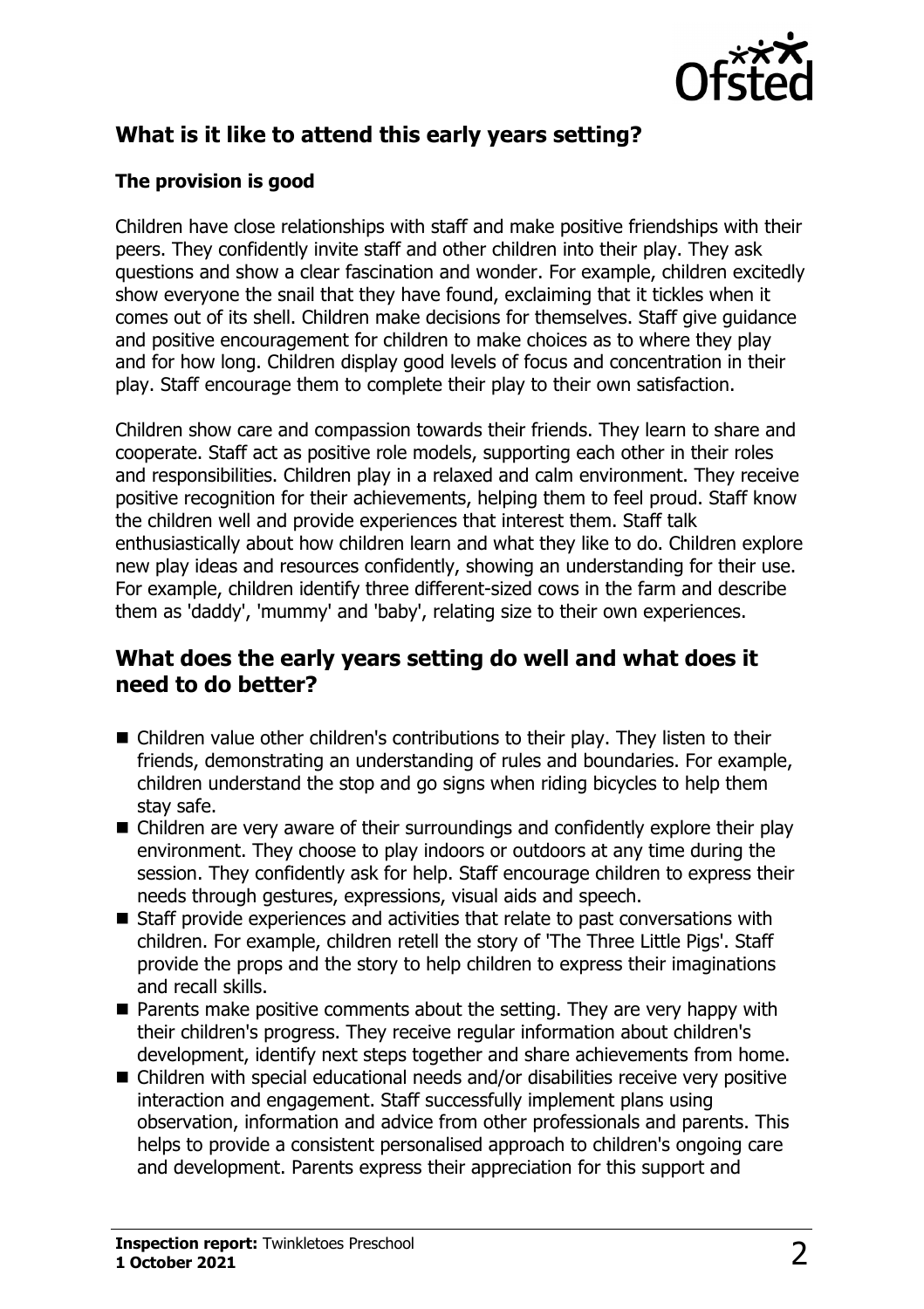## What is it like to attend this early years setting?

### The provision is good

Children have close relationships with staff and make positive friendships with their peers. They confidently invite staff and other children into their play. They ask questions and show a clear fascination and wonder. For example, children excitedly show everyone the snail that they have found, exclaiming that it tickles when it comes out of its shell. Children make decisions for themselves. Staff give guidance and positive encouragement for children to make choices as to where they play and for how long. Children display good levels of focus and concentration in their play. Staff encourage them to complete their play to their own satisfaction.

Children show care and compassion towards their friends. They learn to share and cooperate. Staff act as positive role models, supporting each other in their roles and responsibilities. Children play in a relaxed and calm environment. They receive positive recognition for their achievements, helping them to feel proud. Staff know the children well and provide experiences that interest them. Staff talk enthusiastically about how children learn and what they like to do. Children explore new play ideas and resources confidently, showing an understanding for their use. For example, children identify three different-sized cows in the farm and describe them as 'daddy', 'mummy' and 'baby', relating size to their own experiences.

## What does the early years setting do well and what does it need to do better?

- Children value other children's contributions to their play. They listen to their friends, demonstrating an understanding of rules and boundaries. For example, children understand the stop and go signs when riding bicycles to help them stay safe.
- Children are very aware of their surroundings and confidently explore their play environment. They choose to play indoors or outdoors at any time during the session. They confidently ask for help. Staff encourage children to express their needs through gestures, expressions, visual aids and speech.
- Staff provide experiences and activities that relate to past conversations with children. For example, children retell the story of 'The Three Little Pigs'. Staff provide the props and the story to help children to express their imaginations and recall skills.
- Parents make positive comments about the setting. They are very happy with their children's progress. They receive regular information about children's development, identify next steps together and share achievements from home.
- Children with special educational needs and/or disabilities receive very positive interaction and engagement. Staff successfully implement plans using observation, information and advice from other professionals and parents. This helps to provide a consistent personalised approach to children's ongoing care and development. Parents express their appreciation for this support and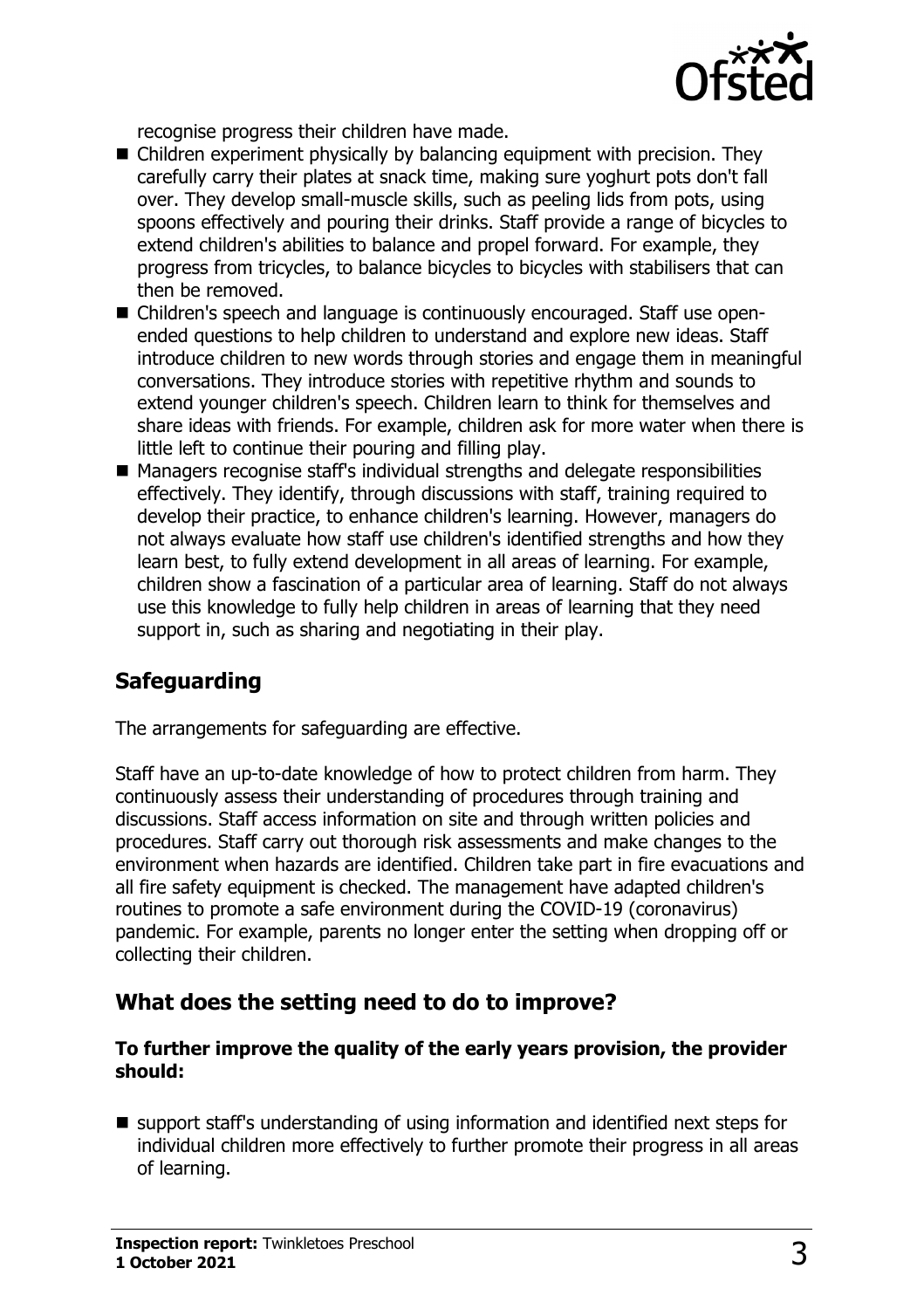recognise progress their children have made.

- Children experiment physically by balancing equipment with precision. They carefully carry their plates at snack time, making sure yoghurt pots don't fall over. They develop small-muscle skills, such as peeling lids from pots, using spoons effectively and pouring their drinks. Staff provide a range of bicycles to extend children's abilities to balance and propel forward. For example, they progress from tricycles, to balance bicycles to bicycles with stabilisers that can then be removed.
- Children's speech and language is continuously encouraged. Staff use open-ended questions to help children to understand and explore new ideas. Staff introduce children to new words through stories and engage them in meaningful conversations. They introduce stories with repetitive rhythm and sounds to extend younger children's speech. Children learn to think for themselves and share ideas with friends. For example, children ask for more water when there is little left to continue their pouring and filling play.
- Managers recognise staff's individual strengths and delegate responsibilities effectively. They identify, through discussions with staff, training required to develop their practice, to enhance children's learning. However, managers do not always evaluate how staff use children's identified strengths and how they learn best, to fully extend development in all areas of learning. For example, children show a fascination of a particular area of learning. Staff do not always use this knowledge to fully help children in areas of learning that they need support in, such as sharing and negotiating in their play.

## Safeguarding

The arrangements for safeguarding are effective.

Staff have an up-to-date knowledge of how to protect children from harm. They continuously assess their understanding of procedures through training and discussions. Staff access information on site and through written policies and procedures. Staff carry out thorough risk assessments and make changes to the environment when hazards are identified. Children take part in fire evacuations and all fire safety equipment is checked. The management have adapted children's routines to promote a safe environment during the COVID-19 (coronavirus) pandemic. For example, parents no longer enter the setting when dropping off or collecting their children.

## What does the setting need to do to improve?

**To further improve the quality of the early years provision, the provider should:**

- support staff's understanding of using information and identified next steps for individual children more effectively to further promote their progress in all areas of learning.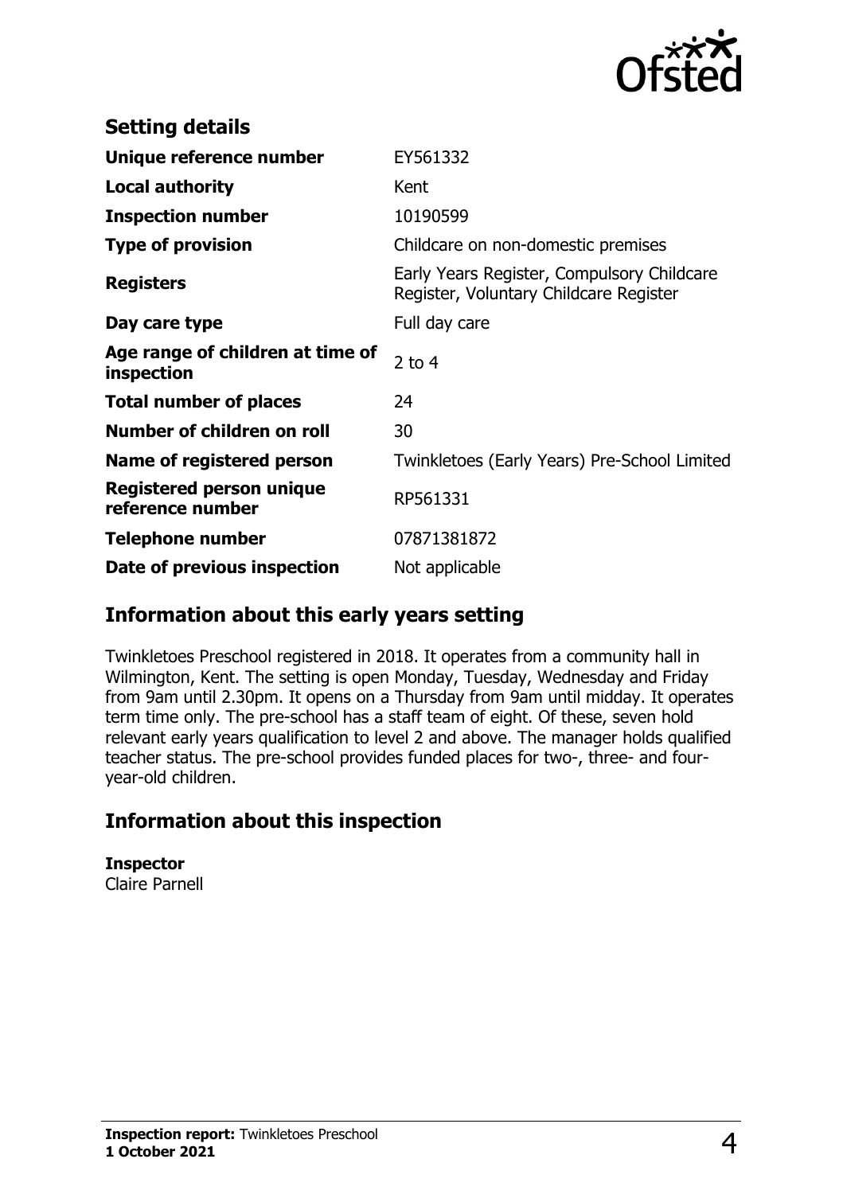## Setting details

| | |
|---|---|
| **Unique reference number** | EY561332 |
| **Local authority** | Kent |
| **Inspection number** | 10190599 |
| **Type of provision** | Childcare on non-domestic premises |
| **Registers** | Early Years Register, Compulsory Childcare Register, Voluntary Childcare Register |
| **Day care type** | Full day care |
| **Age range of children at time of inspection** | 2 to 4 |
| **Total number of places** | 24 |
| **Number of children on roll** | 30 |
| **Name of registered person** | Twinkletoes (Early Years) Pre-School Limited |
| **Registered person unique reference number** | RP561331 |
| **Telephone number** | 07871381872 |
| **Date of previous inspection** | Not applicable |

## Information about this early years setting

Twinkletoes Preschool registered in 2018. It operates from a community hall in Wilmington, Kent. The setting is open Monday, Tuesday, Wednesday and Friday from 9am until 2.30pm. It opens on a Thursday from 9am until midday. It operates term time only. The pre-school has a staff team of eight. Of these, seven hold relevant early years qualification to level 2 and above. The manager holds qualified teacher status. The pre-school provides funded places for two-, three- and four-year-old children.

## Information about this inspection

**Inspector**
Claire Parnell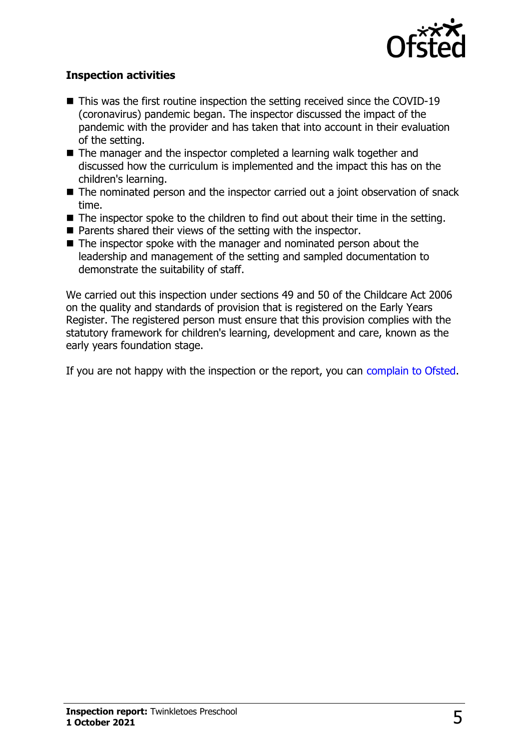### Inspection activities

- This was the first routine inspection the setting received since the COVID-19 (coronavirus) pandemic began. The inspector discussed the impact of the pandemic with the provider and has taken that into account in their evaluation of the setting.
- The manager and the inspector completed a learning walk together and discussed how the curriculum is implemented and the impact this has on the children's learning.
- The nominated person and the inspector carried out a joint observation of snack time.
- The inspector spoke to the children to find out about their time in the setting.
- Parents shared their views of the setting with the inspector.
- The inspector spoke with the manager and nominated person about the leadership and management of the setting and sampled documentation to demonstrate the suitability of staff.

We carried out this inspection under sections 49 and 50 of the Childcare Act 2006 on the quality and standards of provision that is registered on the Early Years Register. The registered person must ensure that this provision complies with the statutory framework for children's learning, development and care, known as the early years foundation stage.

If you are not happy with the inspection or the report, you can complain to Ofsted.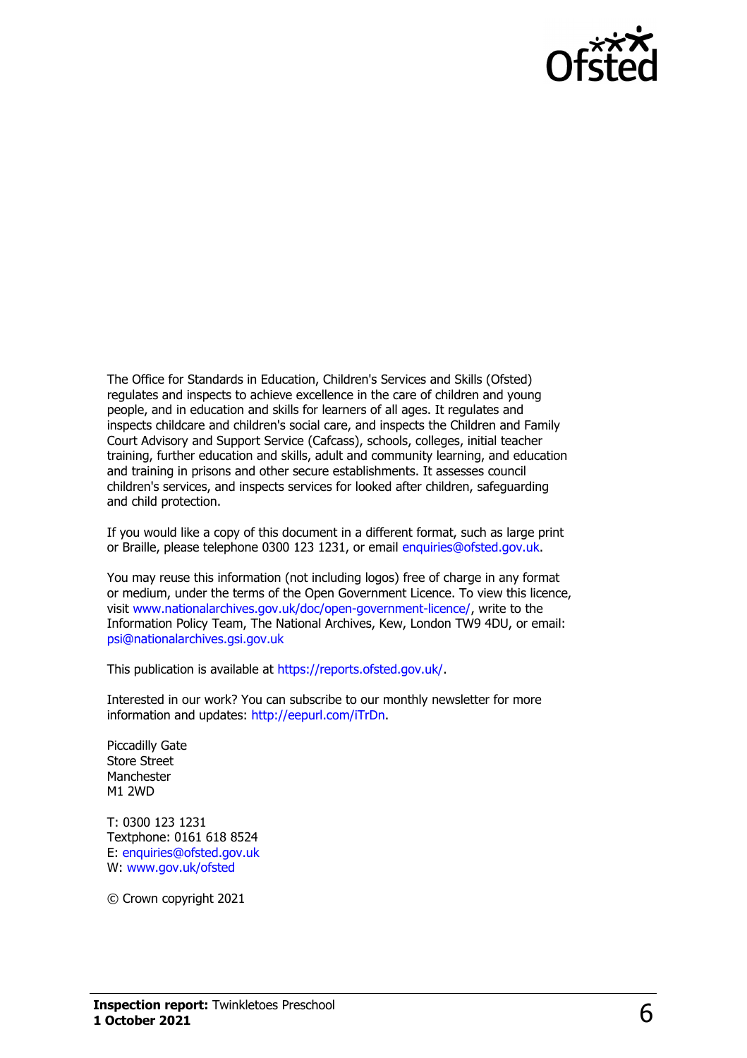The Office for Standards in Education, Children's Services and Skills (Ofsted) regulates and inspects to achieve excellence in the care of children and young people, and in education and skills for learners of all ages. It regulates and inspects childcare and children's social care, and inspects the Children and Family Court Advisory and Support Service (Cafcass), schools, colleges, initial teacher training, further education and skills, adult and community learning, and education and training in prisons and other secure establishments. It assesses council children's services, and inspects services for looked after children, safeguarding and child protection.

If you would like a copy of this document in a different format, such as large print or Braille, please telephone 0300 123 1231, or email enquiries@ofsted.gov.uk.

You may reuse this information (not including logos) free of charge in any format or medium, under the terms of the Open Government Licence. To view this licence, visit www.nationalarchives.gov.uk/doc/open-government-licence/, write to the Information Policy Team, The National Archives, Kew, London TW9 4DU, or email: psi@nationalarchives.gsi.gov.uk

This publication is available at https://reports.ofsted.gov.uk/.

Interested in our work? You can subscribe to our monthly newsletter for more information and updates: http://eepurl.com/iTrDn.

Piccadilly Gate
Store Street
Manchester
M1 2WD

T: 0300 123 1231
Textphone: 0161 618 8524
E: enquiries@ofsted.gov.uk
W: www.gov.uk/ofsted

© Crown copyright 2021